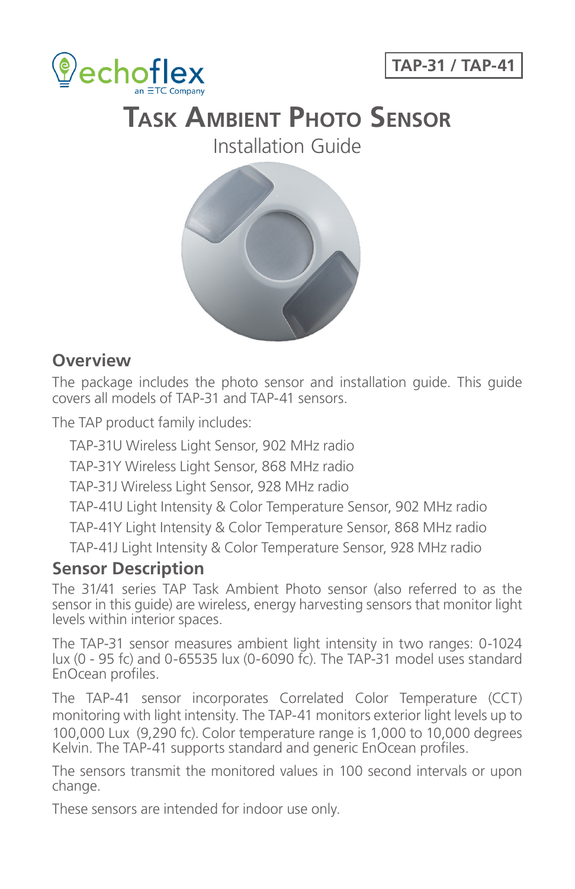echoflex
an ETC Company

TAP-31 / TAP-41

# Task Ambient Photo Sensor

Installation Guide

## Overview

The package includes the photo sensor and installation guide. This guide covers all models of TAP-31 and TAP-41 sensors.

The TAP product family includes:

- TAP-31U Wireless Light Sensor, 902 MHz radio
- TAP-31Y Wireless Light Sensor, 868 MHz radio
- TAP-31J Wireless Light Sensor, 928 MHz radio
- TAP-41U Light Intensity & Color Temperature Sensor, 902 MHz radio
- TAP-41Y Light Intensity & Color Temperature Sensor, 868 MHz radio
- TAP-41J Light Intensity & Color Temperature Sensor, 928 MHz radio

## Sensor Description

The 31/41 series TAP Task Ambient Photo sensor (also referred to as the sensor in this guide) are wireless, energy harvesting sensors that monitor light levels within interior spaces.

The TAP-31 sensor measures ambient light intensity in two ranges: 0-1024 lux (0 - 95 fc) and 0-65535 lux (0-6090 fc). The TAP-31 model uses standard EnOcean profiles.

The TAP-41 sensor incorporates Correlated Color Temperature (CCT) monitoring with light intensity. The TAP-41 monitors exterior light levels up to 100,000 Lux (9,290 fc). Color temperature range is 1,000 to 10,000 degrees Kelvin. The TAP-41 supports standard and generic EnOcean profiles.

The sensors transmit the monitored values in 100 second intervals or upon change.

These sensors are intended for indoor use only.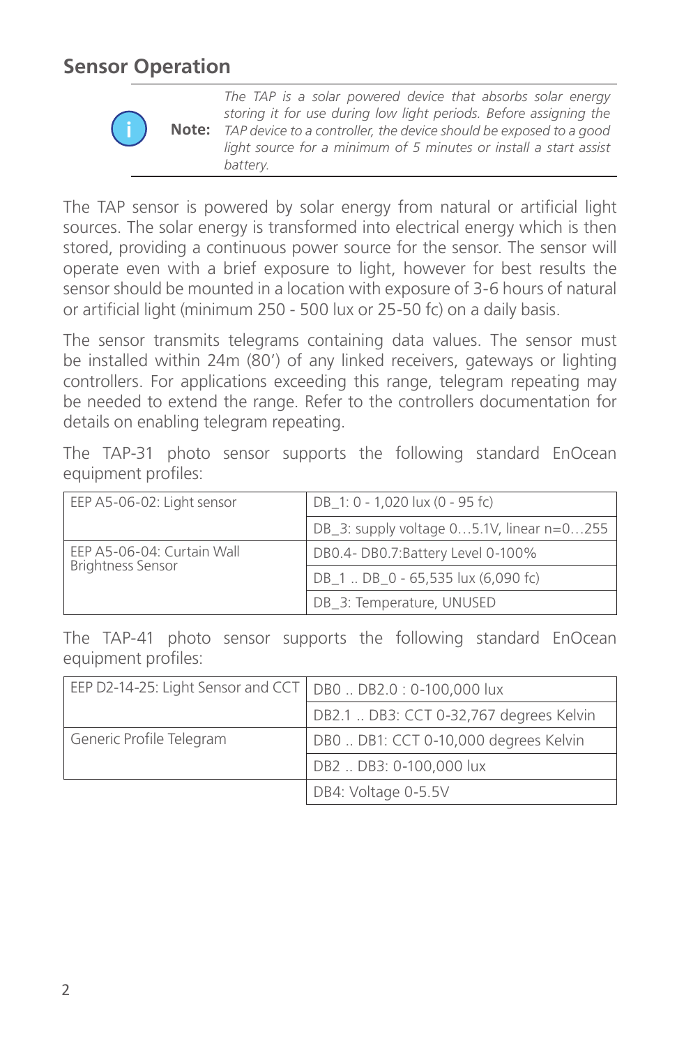## Sensor Operation

**Note:** *The TAP is a solar powered device that absorbs solar energy storing it for use during low light periods. Before assigning the TAP device to a controller, the device should be exposed to a good light source for a minimum of 5 minutes or install a start assist battery.*

The TAP sensor is powered by solar energy from natural or artificial light sources. The solar energy is transformed into electrical energy which is then stored, providing a continuous power source for the sensor. The sensor will operate even with a brief exposure to light, however for best results the sensor should be mounted in a location with exposure of 3-6 hours of natural or artificial light (minimum 250 - 500 lux or 25-50 fc) on a daily basis.

The sensor transmits telegrams containing data values. The sensor must be installed within 24m (80') of any linked receivers, gateways or lighting controllers. For applications exceeding this range, telegram repeating may be needed to extend the range. Refer to the controllers documentation for details on enabling telegram repeating.

The TAP-31 photo sensor supports the following standard EnOcean equipment profiles:

| | |
|---|---|
| EEP A5-06-02: Light sensor | DB_1: 0 - 1,020 lux (0 - 95 fc) |
| | DB_3: supply voltage 0…5.1V, linear n=0…255 |
| EEP A5-06-04: Curtain Wall Brightness Sensor | DB0.4- DB0.7:Battery Level 0-100% |
| | DB_1 .. DB_0 - 65,535 lux (6,090 fc) |
| | DB_3: Temperature, UNUSED |

The TAP-41 photo sensor supports the following standard EnOcean equipment profiles:

| | |
|---|---|
| EEP D2-14-25: Light Sensor and CCT | DB0 .. DB2.0 : 0-100,000 lux |
| | DB2.1 .. DB3: CCT 0-32,767 degrees Kelvin |
| Generic Profile Telegram | DB0 .. DB1: CCT 0-10,000 degrees Kelvin |
| | DB2 .. DB3: 0-100,000 lux |
| | DB4: Voltage 0-5.5V |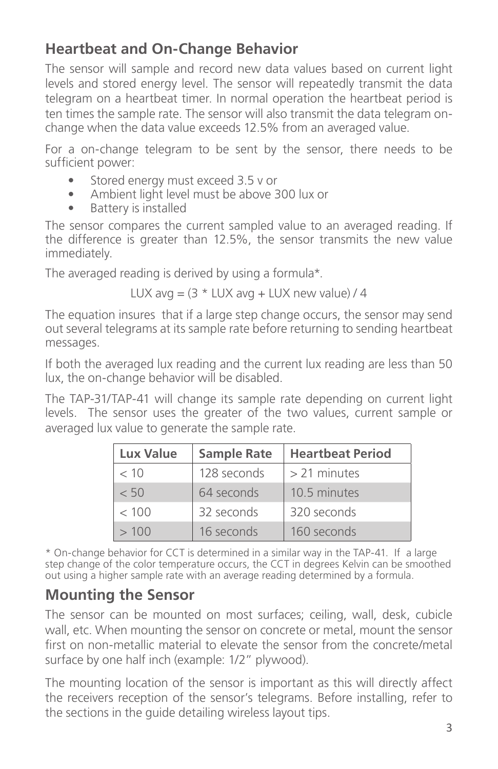## Heartbeat and On-Change Behavior

The sensor will sample and record new data values based on current light levels and stored energy level. The sensor will repeatedly transmit the data telegram on a heartbeat timer. In normal operation the heartbeat period is ten times the sample rate. The sensor will also transmit the data telegram on-change when the data value exceeds 12.5% from an averaged value.

For a on-change telegram to be sent by the sensor, there needs to be sufficient power:

- Stored energy must exceed 3.5 v or
- Ambient light level must be above 300 lux or
- Battery is installed

The sensor compares the current sampled value to an averaged reading. If the difference is greater than 12.5%, the sensor transmits the new value immediately.

The averaged reading is derived by using a formula*.

$$\text{LUX avg} = (3 * \text{LUX avg} + \text{LUX new value}) / 4$$

The equation insures that if a large step change occurs, the sensor may send out several telegrams at its sample rate before returning to sending heartbeat messages.

If both the averaged lux reading and the current lux reading are less than 50 lux, the on-change behavior will be disabled.

The TAP-31/TAP-41 will change its sample rate depending on current light levels. The sensor uses the greater of the two values, current sample or averaged lux value to generate the sample rate.

| Lux Value | Sample Rate | Heartbeat Period |
|---|---|---|
| < 10 | 128 seconds | > 21 minutes |
| < 50 | 64 seconds | 10.5 minutes |
| < 100 | 32 seconds | 320 seconds |
| > 100 | 16 seconds | 160 seconds |

* On-change behavior for CCT is determined in a similar way in the TAP-41. If a large step change of the color temperature occurs, the CCT in degrees Kelvin can be smoothed out using a higher sample rate with an average reading determined by a formula.

## Mounting the Sensor

The sensor can be mounted on most surfaces; ceiling, wall, desk, cubicle wall, etc. When mounting the sensor on concrete or metal, mount the sensor first on non-metallic material to elevate the sensor from the concrete/metal surface by one half inch (example: 1/2" plywood).

The mounting location of the sensor is important as this will directly affect the receivers reception of the sensor's telegrams. Before installing, refer to the sections in the guide detailing wireless layout tips.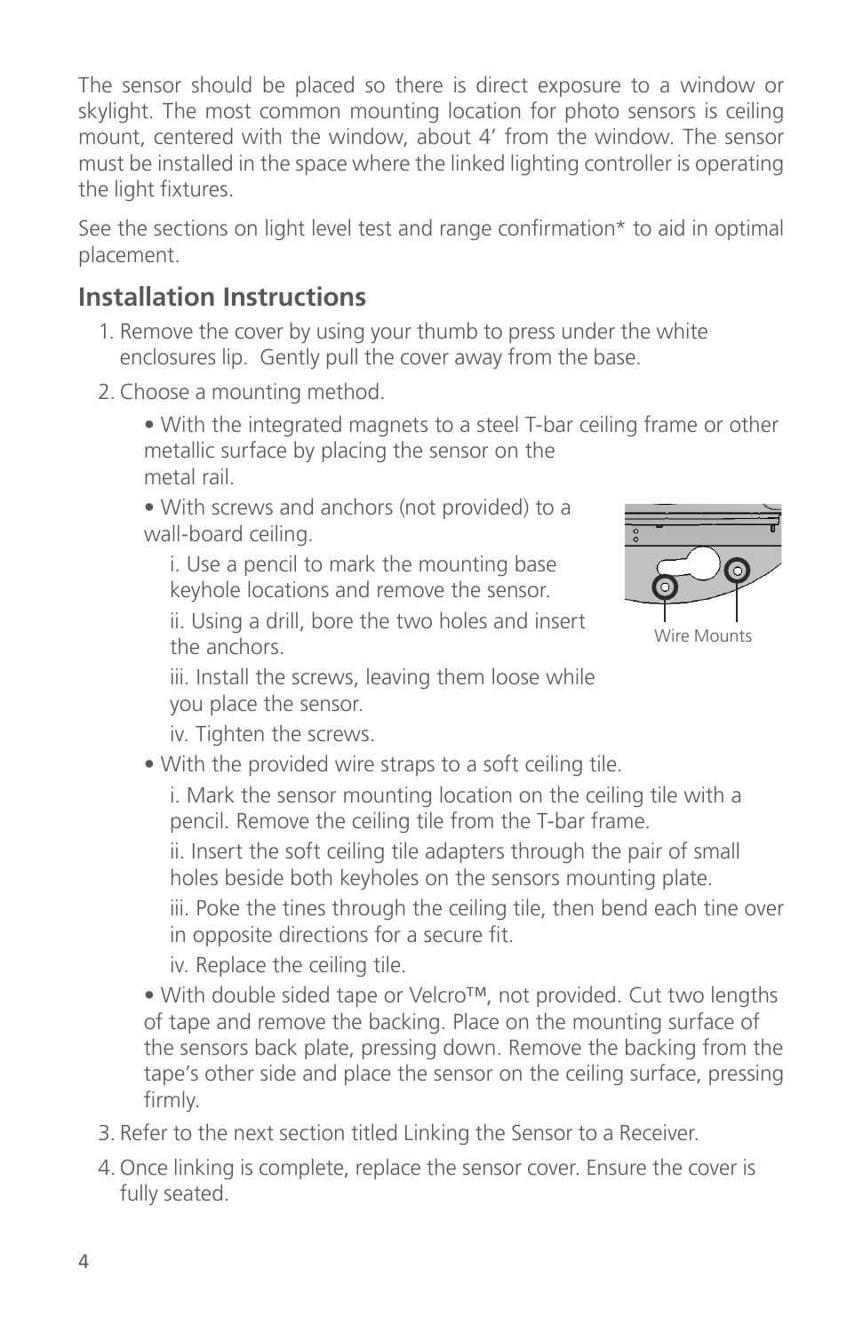The sensor should be placed so there is direct exposure to a window or skylight. The most common mounting location for photo sensors is ceiling mount, centered with the window, about 4’ from the window. The sensor must be installed in the space where the linked lighting controller is operating the light fixtures.

See the sections on light level test and range confirmation* to aid in optimal placement.

## Installation Instructions

1. Remove the cover by using your thumb to press under the white enclosures lip.  Gently pull the cover away from the base.
2. Choose a mounting method.
   - With the integrated magnets to a steel T-bar ceiling frame or other metallic surface by placing the sensor on the metal rail.
   - With screws and anchors (not provided) to a wall-board ceiling.
     i. Use a pencil to mark the mounting base keyhole locations and remove the sensor.
     ii. Using a drill, bore the two holes and insert the anchors.
     iii. Install the screws, leaving them loose while you place the sensor.
     iv. Tighten the screws.
   - With the provided wire straps to a soft ceiling tile.
     i. Mark the sensor mounting location on the ceiling tile with a pencil. Remove the ceiling tile from the T-bar frame.
     ii. Insert the soft ceiling tile adapters through the pair of small holes beside both keyholes on the sensors mounting plate.
     iii. Poke the tines through the ceiling tile, then bend each tine over in opposite directions for a secure fit.
     iv. Replace the ceiling tile.
   - With double sided tape or Velcro™, not provided. Cut two lengths of tape and remove the backing. Place on the mounting surface of the sensors back plate, pressing down. Remove the backing from the tape’s other side and place the sensor on the ceiling surface, pressing firmly.
3. Refer to the next section titled Linking the Sensor to a Receiver.
4. Once linking is complete, replace the sensor cover. Ensure the cover is fully seated.

Wire Mounts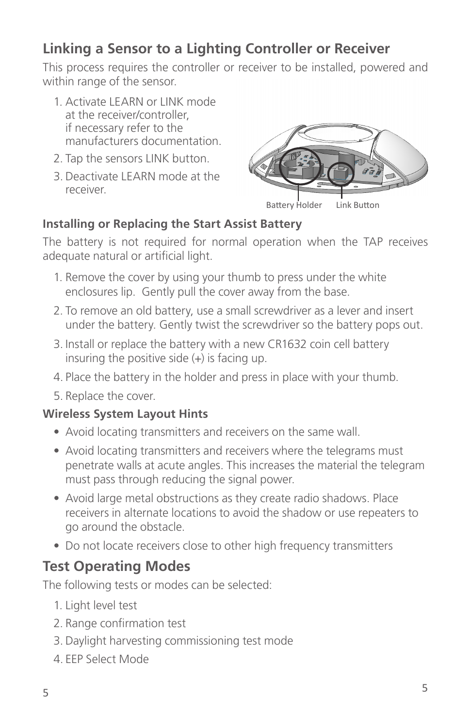## Linking a Sensor to a Lighting Controller or Receiver

This process requires the controller or receiver to be installed, powered and within range of the sensor.

1. Activate LEARN or LINK mode at the receiver/controller, if necessary refer to the manufacturers documentation.
2. Tap the sensors LINK button.
3. Deactivate LEARN mode at the receiver.

Battery Holder Link Button

### Installing or Replacing the Start Assist Battery

The battery is not required for normal operation when the TAP receives adequate natural or artificial light.

1. Remove the cover by using your thumb to press under the white enclosures lip. Gently pull the cover away from the base.
2. To remove an old battery, use a small screwdriver as a lever and insert under the battery. Gently twist the screwdriver so the battery pops out.
3. Install or replace the battery with a new CR1632 coin cell battery insuring the positive side (+) is facing up.
4. Place the battery in the holder and press in place with your thumb.
5. Replace the cover.

### Wireless System Layout Hints

- Avoid locating transmitters and receivers on the same wall.
- Avoid locating transmitters and receivers where the telegrams must penetrate walls at acute angles. This increases the material the telegram must pass through reducing the signal power.
- Avoid large metal obstructions as they create radio shadows. Place receivers in alternate locations to avoid the shadow or use repeaters to go around the obstacle.
- Do not locate receivers close to other high frequency transmitters

## Test Operating Modes

The following tests or modes can be selected:

1. Light level test
2. Range confirmation test
3. Daylight harvesting commissioning test mode
4. EEP Select Mode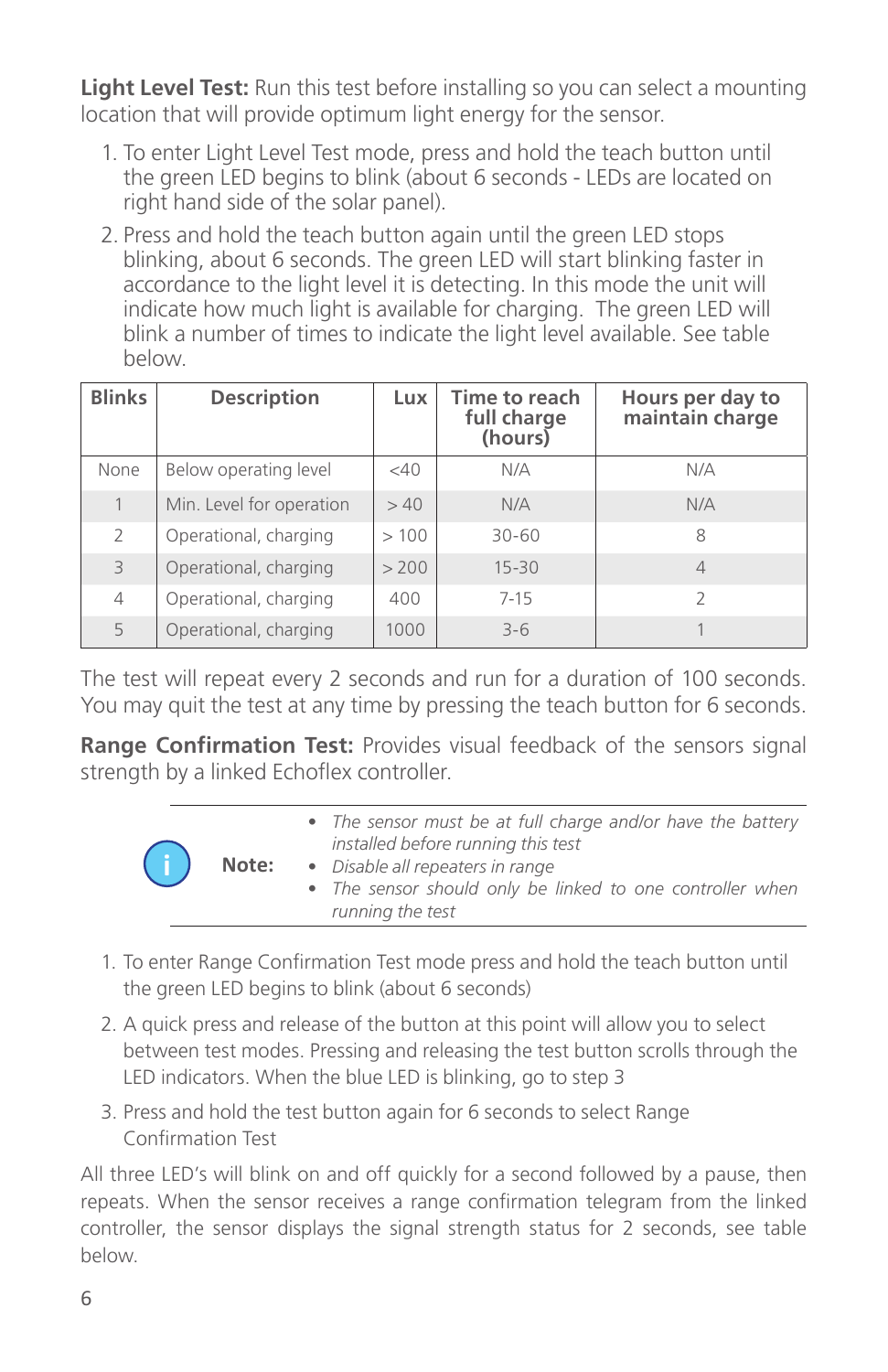**Light Level Test:** Run this test before installing so you can select a mounting location that will provide optimum light energy for the sensor.

1. To enter Light Level Test mode, press and hold the teach button until the green LED begins to blink (about 6 seconds - LEDs are located on right hand side of the solar panel).
2. Press and hold the teach button again until the green LED stops blinking, about 6 seconds. The green LED will start blinking faster in accordance to the light level it is detecting. In this mode the unit will indicate how much light is available for charging. The green LED will blink a number of times to indicate the light level available. See table below.

| Blinks | Description | Lux | Time to reach full charge (hours) | Hours per day to maintain charge |
|---|---|---|---|---|
| None | Below operating level | <40 | N/A | N/A |
| 1 | Min. Level for operation | > 40 | N/A | N/A |
| 2 | Operational, charging | > 100 | 30-60 | 8 |
| 3 | Operational, charging | > 200 | 15-30 | 4 |
| 4 | Operational, charging | 400 | 7-15 | 2 |
| 5 | Operational, charging | 1000 | 3-6 | 1 |

The test will repeat every 2 seconds and run for a duration of 100 seconds. You may quit the test at any time by pressing the teach button for 6 seconds.

**Range Confirmation Test:** Provides visual feedback of the sensors signal strength by a linked Echoflex controller.

**Note:**

- *The sensor must be at full charge and/or have the battery installed before running this test*
- *Disable all repeaters in range*
- *The sensor should only be linked to one controller when running the test*

1. To enter Range Confirmation Test mode press and hold the teach button until the green LED begins to blink (about 6 seconds)
2. A quick press and release of the button at this point will allow you to select between test modes. Pressing and releasing the test button scrolls through the LED indicators. When the blue LED is blinking, go to step 3
3. Press and hold the test button again for 6 seconds to select Range Confirmation Test

All three LED's will blink on and off quickly for a second followed by a pause, then repeats. When the sensor receives a range confirmation telegram from the linked controller, the sensor displays the signal strength status for 2 seconds, see table below.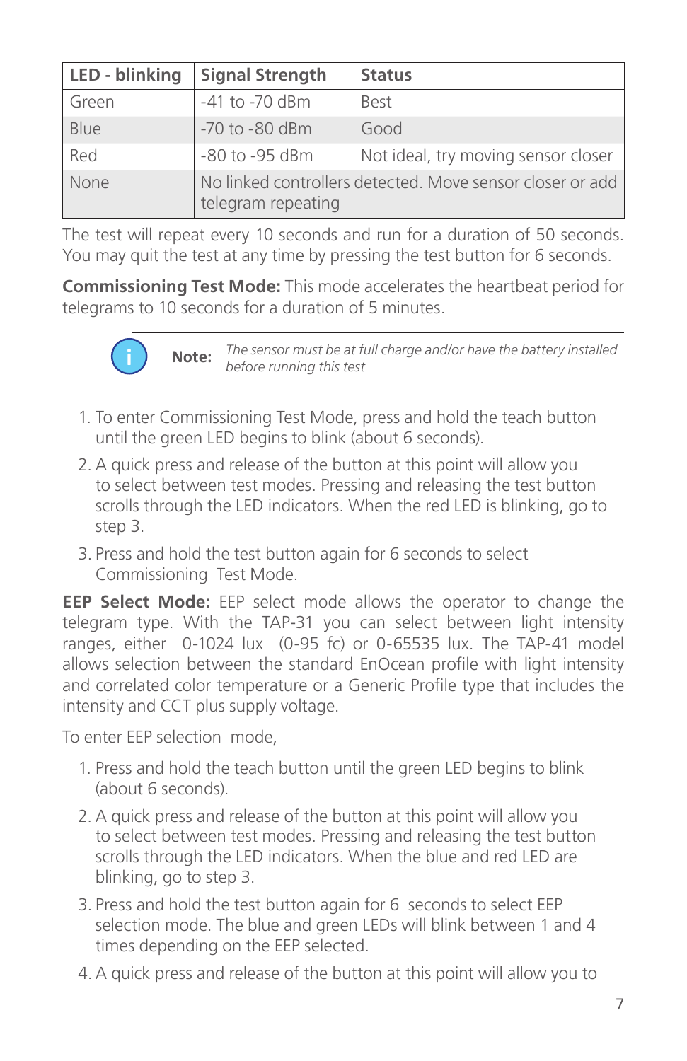| LED - blinking | Signal Strength | Status |
| --- | --- | --- |
| Green | -41 to -70 dBm | Best |
| Blue | -70 to -80 dBm | Good |
| Red | -80 to -95 dBm | Not ideal, try moving sensor closer |
| None | No linked controllers detected. Move sensor closer or add telegram repeating | |

The test will repeat every 10 seconds and run for a duration of 50 seconds. You may quit the test at any time by pressing the test button for 6 seconds.

**Commissioning Test Mode:** This mode accelerates the heartbeat period for telegrams to 10 seconds for a duration of 5 minutes.

> **Note:** *The sensor must be at full charge and/or have the battery installed before running this test*

1. To enter Commissioning Test Mode, press and hold the teach button until the green LED begins to blink (about 6 seconds).
2. A quick press and release of the button at this point will allow you to select between test modes. Pressing and releasing the test button scrolls through the LED indicators. When the red LED is blinking, go to step 3.
3. Press and hold the test button again for 6 seconds to select Commissioning Test Mode.

**EEP Select Mode:** EEP select mode allows the operator to change the telegram type. With the TAP-31 you can select between light intensity ranges, either 0-1024 lux (0-95 fc) or 0-65535 lux. The TAP-41 model allows selection between the standard EnOcean profile with light intensity and correlated color temperature or a Generic Profile type that includes the intensity and CCT plus supply voltage.

To enter EEP selection mode,

1. Press and hold the teach button until the green LED begins to blink (about 6 seconds).
2. A quick press and release of the button at this point will allow you to select between test modes. Pressing and releasing the test button scrolls through the LED indicators. When the blue and red LED are blinking, go to step 3.
3. Press and hold the test button again for 6 seconds to select EEP selection mode. The blue and green LEDs will blink between 1 and 4 times depending on the EEP selected.
4. A quick press and release of the button at this point will allow you to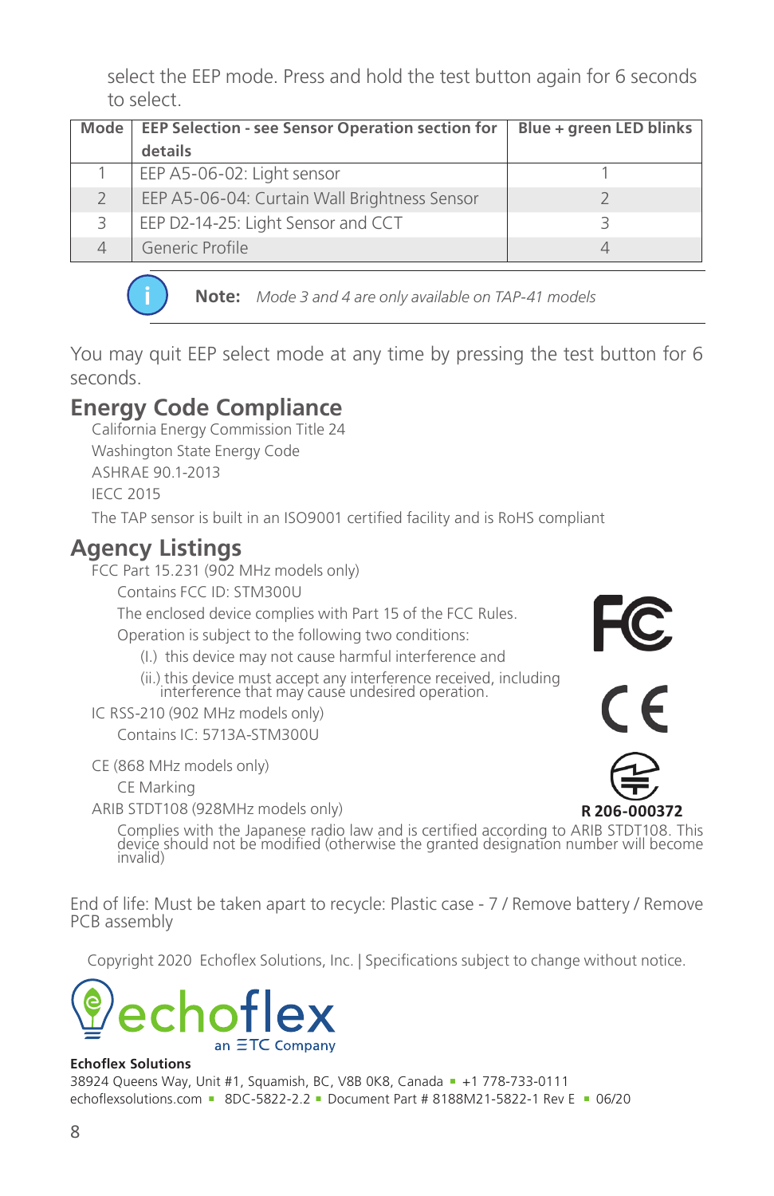select the EEP mode. Press and hold the test button again for 6 seconds to select.

| Mode | EEP Selection - see Sensor Operation section for details | Blue + green LED blinks |
|---|---|---|
| 1 | EEP A5-06-02: Light sensor | 1 |
| 2 | EEP A5-06-04: Curtain Wall Brightness Sensor | 2 |
| 3 | EEP D2-14-25: Light Sensor and CCT | 3 |
| 4 | Generic Profile | 4 |

**Note:** *Mode 3 and 4 are only available on TAP-41 models*

You may quit EEP select mode at any time by pressing the test button for 6 seconds.

## Energy Code Compliance

California Energy Commission Title 24
Washington State Energy Code
ASHRAE 90.1-2013
IECC 2015
The TAP sensor is built in an ISO9001 certified facility and is RoHS compliant

## Agency Listings

FCC Part 15.231 (902 MHz models only)

Contains FCC ID: STM300U
The enclosed device complies with Part 15 of the FCC Rules.
Operation is subject to the following two conditions:

(I.) this device may not cause harmful interference and
(ii.) this device must accept any interference received, including interference that may cause undesired operation.

IC RSS-210 (902 MHz models only)

Contains IC: 5713A-STM300U

CE (868 MHz models only)

CE Marking

ARIB STDT108 (928MHz models only)

Complies with the Japanese radio law and is certified according to ARIB STDT108. This device should not be modified (otherwise the granted designation number will become invalid)

**R 206-000372**

End of life: Must be taken apart to recycle: Plastic case - 7 / Remove battery / Remove PCB assembly

Copyright 2020 Echoflex Solutions, Inc. | Specifications subject to change without notice.

echoflex
an ETC Company

**Echoflex Solutions**
38924 Queens Way, Unit #1, Squamish, BC, V8B 0K8, Canada ▪ +1 778-733-0111
echoflexsolutions.com ▪ 8DC-5822-2.2 ▪ Document Part # 8188M21-5822-1 Rev E ▪ 06/20